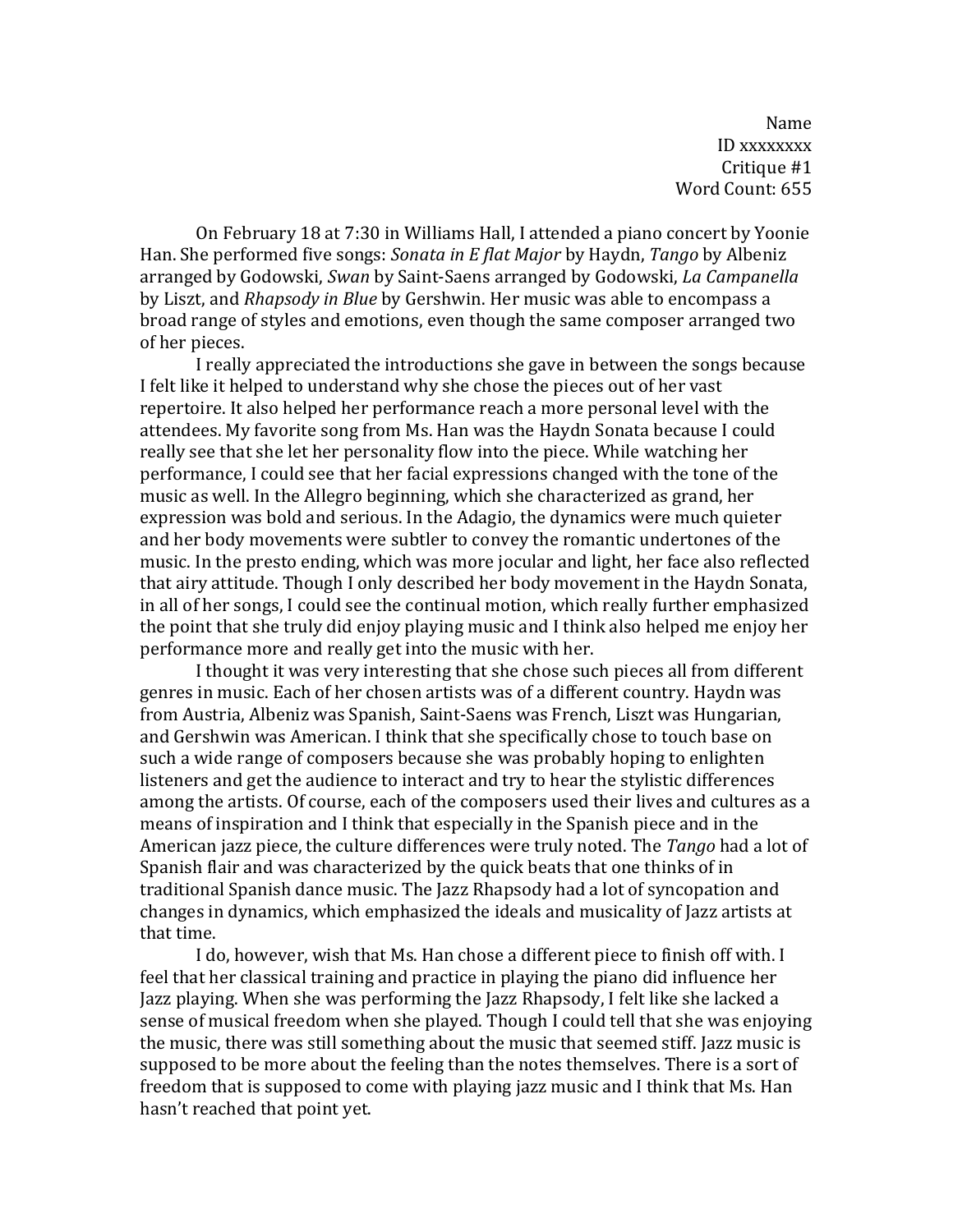Name
ID xxxxxxxx
Critique #1
Word Count: 655

On February 18 at 7:30 in Williams Hall, I attended a piano concert by Yoonie Han. She performed five songs: *Sonata in E flat Major* by Haydn, *Tango* by Albeniz arranged by Godowski, *Swan* by Saint-Saens arranged by Godowski, *La Campanella* by Liszt, and *Rhapsody in Blue* by Gershwin. Her music was able to encompass a broad range of styles and emotions, even though the same composer arranged two of her pieces.

I really appreciated the introductions she gave in between the songs because I felt like it helped to understand why she chose the pieces out of her vast repertoire. It also helped her performance reach a more personal level with the attendees. My favorite song from Ms. Han was the Haydn Sonata because I could really see that she let her personality flow into the piece. While watching her performance, I could see that her facial expressions changed with the tone of the music as well. In the Allegro beginning, which she characterized as grand, her expression was bold and serious. In the Adagio, the dynamics were much quieter and her body movements were subtler to convey the romantic undertones of the music. In the presto ending, which was more jocular and light, her face also reflected that airy attitude. Though I only described her body movement in the Haydn Sonata, in all of her songs, I could see the continual motion, which really further emphasized the point that she truly did enjoy playing music and I think also helped me enjoy her performance more and really get into the music with her.

I thought it was very interesting that she chose such pieces all from different genres in music. Each of her chosen artists was of a different country. Haydn was from Austria, Albeniz was Spanish, Saint-Saens was French, Liszt was Hungarian, and Gershwin was American. I think that she specifically chose to touch base on such a wide range of composers because she was probably hoping to enlighten listeners and get the audience to interact and try to hear the stylistic differences among the artists. Of course, each of the composers used their lives and cultures as a means of inspiration and I think that especially in the Spanish piece and in the American jazz piece, the culture differences were truly noted. The *Tango* had a lot of Spanish flair and was characterized by the quick beats that one thinks of in traditional Spanish dance music. The Jazz Rhapsody had a lot of syncopation and changes in dynamics, which emphasized the ideals and musicality of Jazz artists at that time.

I do, however, wish that Ms. Han chose a different piece to finish off with. I feel that her classical training and practice in playing the piano did influence her Jazz playing. When she was performing the Jazz Rhapsody, I felt like she lacked a sense of musical freedom when she played. Though I could tell that she was enjoying the music, there was still something about the music that seemed stiff. Jazz music is supposed to be more about the feeling than the notes themselves. There is a sort of freedom that is supposed to come with playing jazz music and I think that Ms. Han hasn't reached that point yet.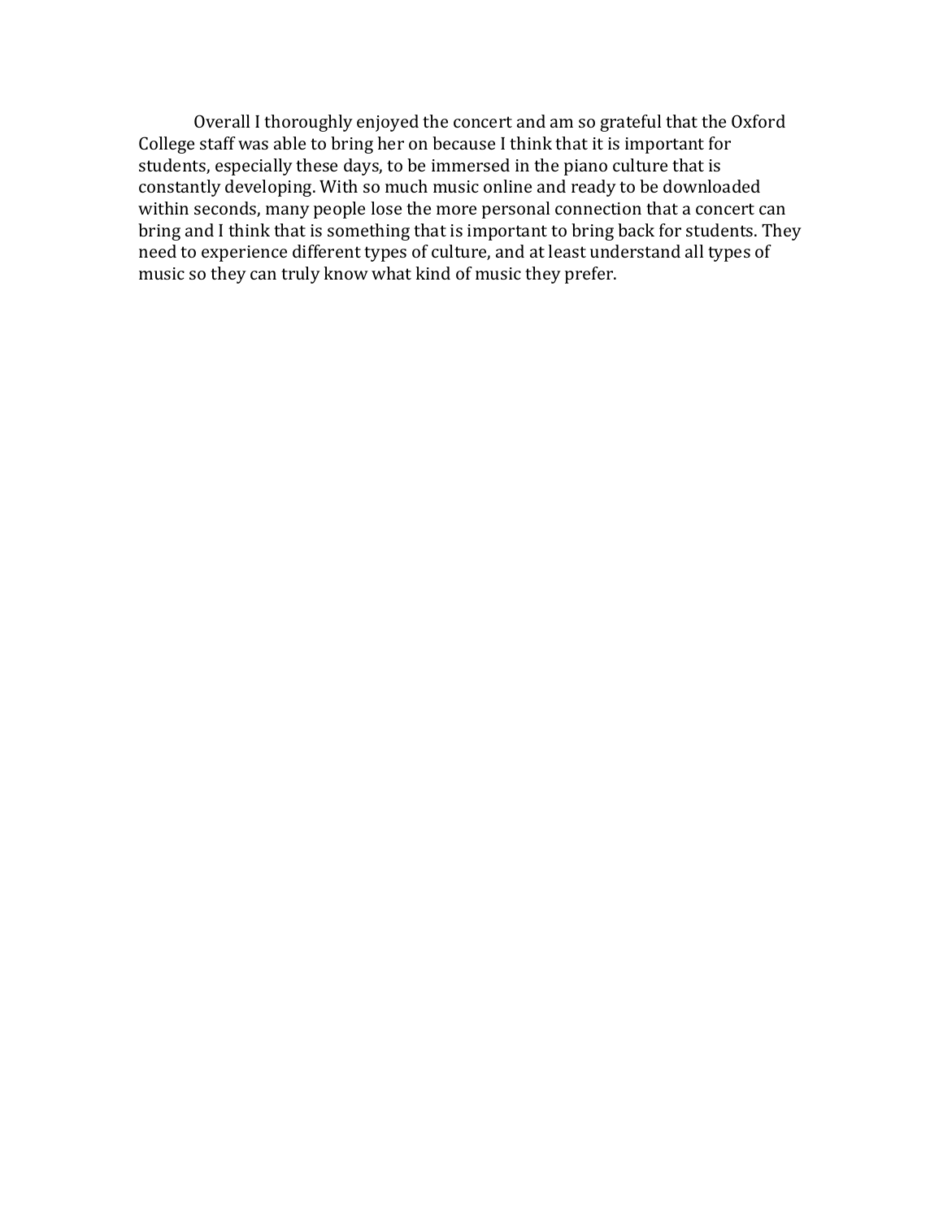Overall I thoroughly enjoyed the concert and am so grateful that the Oxford College staff was able to bring her on because I think that it is important for students, especially these days, to be immersed in the piano culture that is constantly developing. With so much music online and ready to be downloaded within seconds, many people lose the more personal connection that a concert can bring and I think that is something that is important to bring back for students. They need to experience different types of culture, and at least understand all types of music so they can truly know what kind of music they prefer.